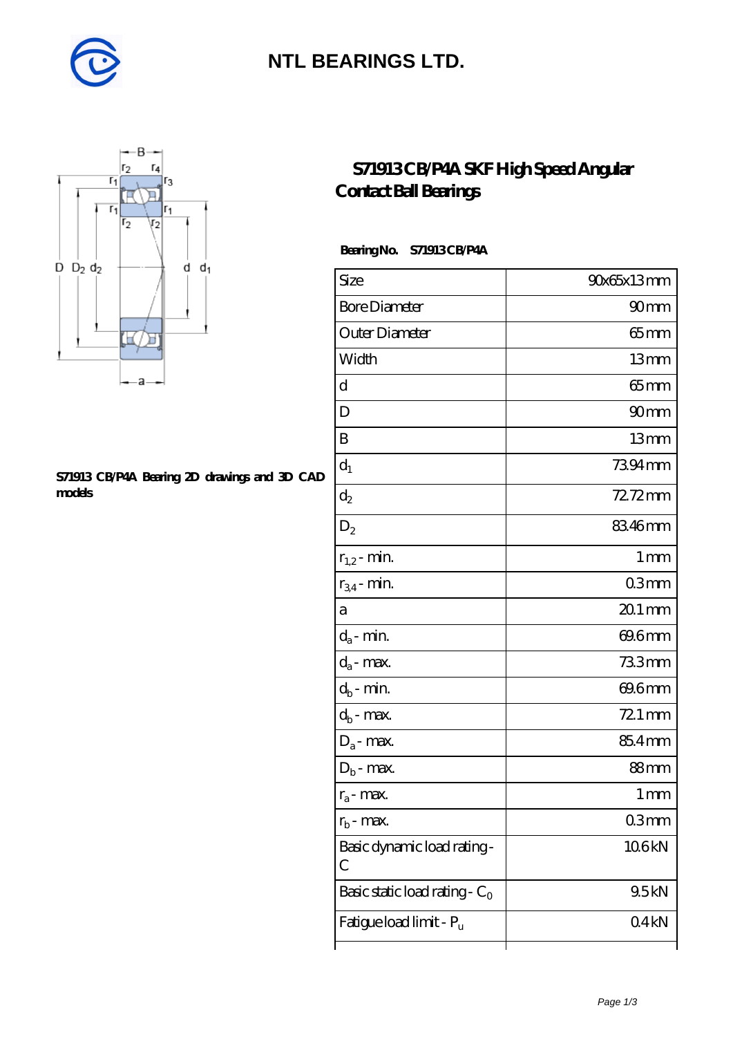# NTL BEARINGS LTD.

## S71913 CB/P4A SKF High Speed Angular Contact Ball Bearings

S71913 CB/P4A Bearing 2D drawings and 3D CAD models

**Bearing No. S71913 CB/P4A**

| Size | 90x65x13 mm |
|---|---|
| Bore Diameter | 90 mm |
| Outer Diameter | 65 mm |
| Width | 13 mm |
| d | 65 mm |
| D | 90 mm |
| B | 13 mm |
| $d_1$ | 73.94 mm |
| $d_2$ | 72.72 mm |
| $D_2$ | 83.46 mm |
| $r_{1,2}$ - min. | 1 mm |
| $r_{3,4}$ - min. | 0.3 mm |
| a | 20.1 mm |
| $d_a$ - min. | 69.6 mm |
| $d_a$ - max. | 73.3 mm |
| $d_b$ - min. | 69.6 mm |
| $d_b$ - max. | 72.1 mm |
| $D_a$ - max. | 85.4 mm |
| $D_b$ - max. | 88 mm |
| $r_a$ - max. | 1 mm |
| $r_b$ - max. | 0.3 mm |
| Basic dynamic load rating - C | 10.6 kN |
| Basic static load rating - $C_0$ | 9.5 kN |
| Fatigue load limit - $P_u$ | 0.4 kN |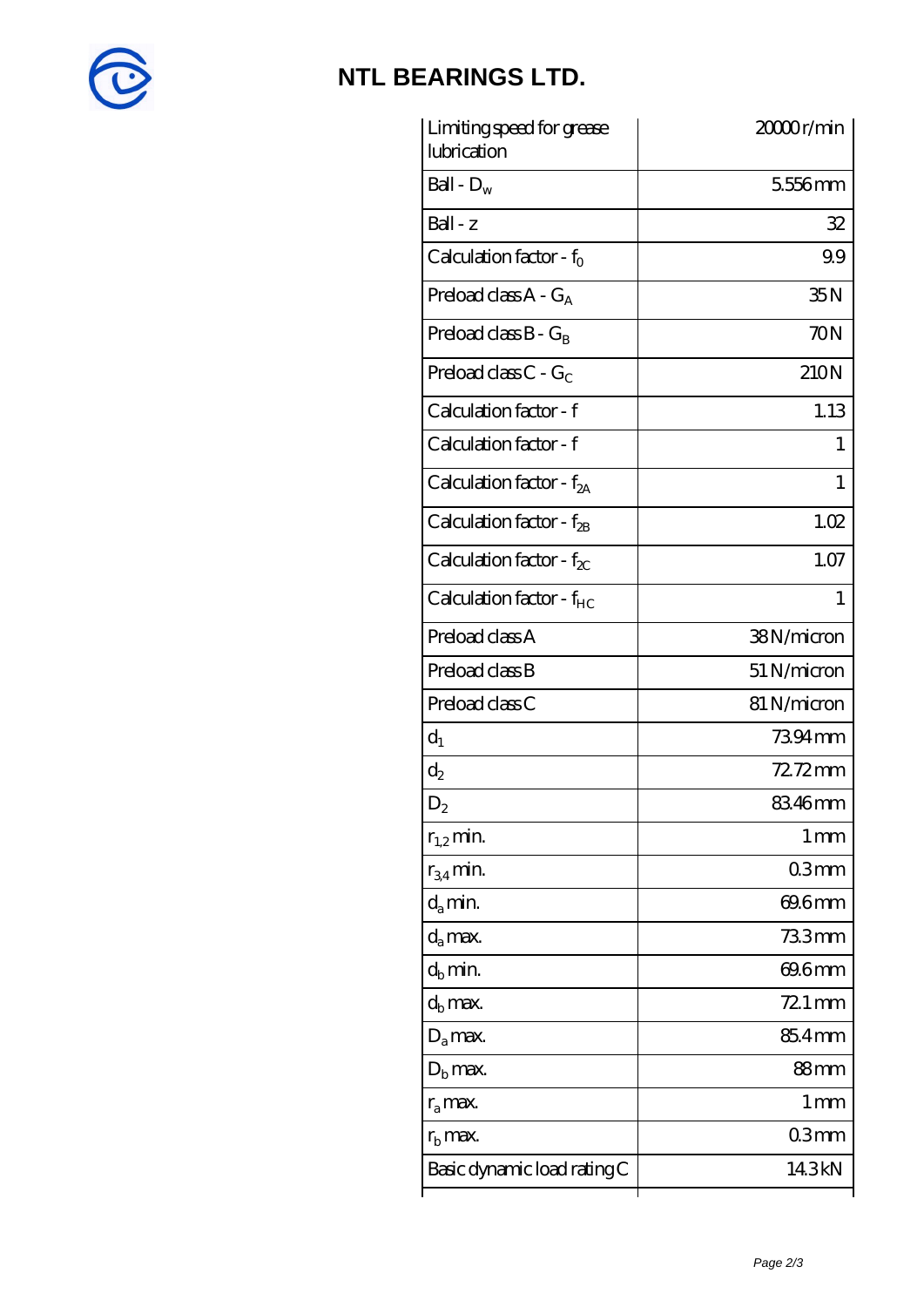# NTL BEARINGS LTD.

| | |
|---|---|
| Limiting speed for grease lubrication | 20000 r/min |
| Ball - $D_w$ | 5.556 mm |
| Ball - z | 32 |
| Calculation factor - $f_0$ | 9.9 |
| Preload class A - $G_A$ | 35 N |
| Preload class B - $G_B$ | 70 N |
| Preload class C - $G_C$ | 210 N |
| Calculation factor - f | 1.13 |
| Calculation factor - f | 1 |
| Calculation factor - $f_{2A}$ | 1 |
| Calculation factor - $f_{2B}$ | 1.02 |
| Calculation factor - $f_{2C}$ | 1.07 |
| Calculation factor - $f_{HC}$ | 1 |
| Preload class A | 38 N/micron |
| Preload class B | 51 N/micron |
| Preload class C | 81 N/micron |
| $d_1$ | 73.94 mm |
| $d_2$ | 72.72 mm |
| $D_2$ | 83.46 mm |
| $r_{1,2}$ min. | 1 mm |
| $r_{3,4}$ min. | 0.3 mm |
| $d_a$ min. | 69.6 mm |
| $d_a$ max. | 73.3 mm |
| $d_b$ min. | 69.6 mm |
| $d_b$ max. | 72.1 mm |
| $D_a$ max. | 85.4 mm |
| $D_b$ max. | 88 mm |
| $r_a$ max. | 1 mm |
| $r_b$ max. | 0.3 mm |
| Basic dynamic load rating C | 14.3 kN |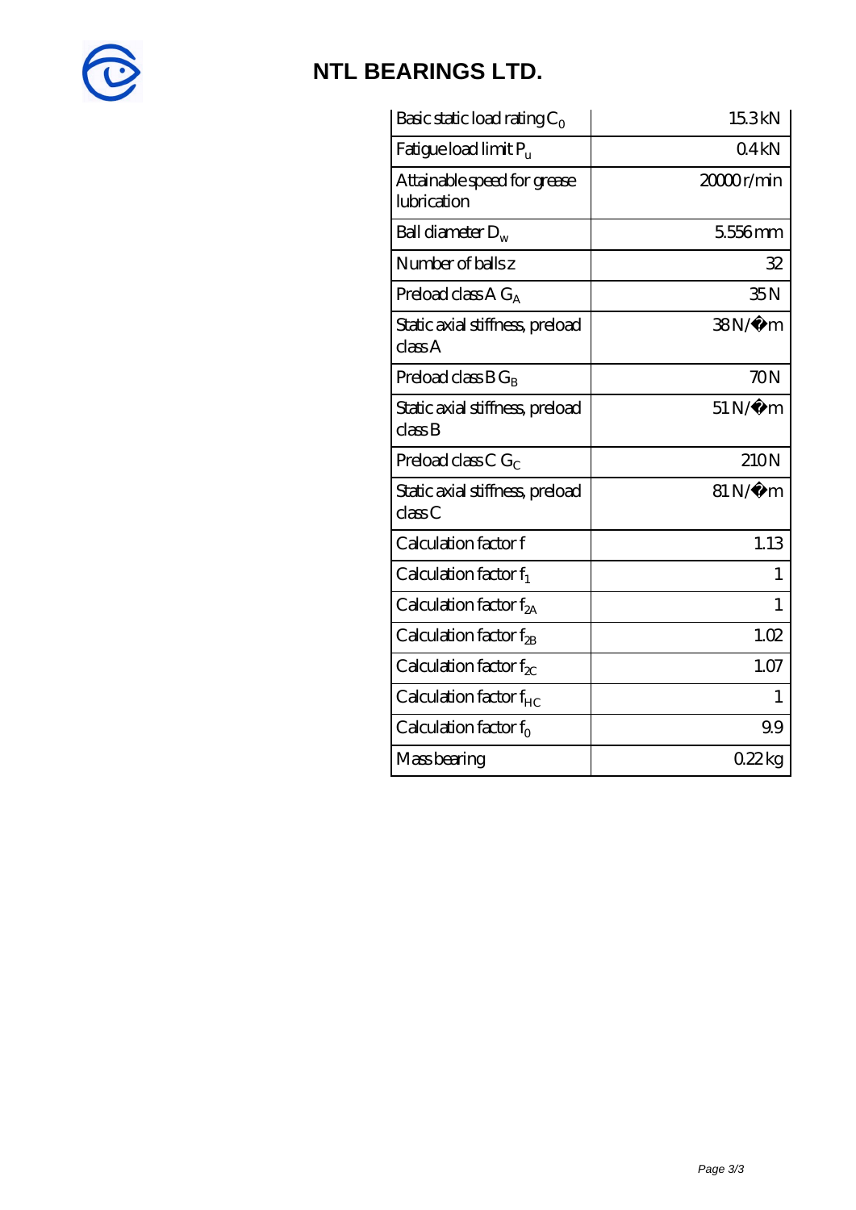## NTL BEARINGS LTD.

| | |
|---|---|
| Basic static load rating $C_0$ | 15.3 kN |
| Fatigue load limit $P_u$ | 0.4 kN |
| Attainable speed for grease lubrication | 20000 r/min |
| Ball diameter $D_w$ | 5.556 mm |
| Number of balls z | 32 |
| Preload class A $G_A$ | 35 N |
| Static axial stiffness, preload class A | 38 N/�m |
| Preload class B $G_B$ | 70 N |
| Static axial stiffness, preload class B | 51 N/�m |
| Preload class C $G_C$ | 210 N |
| Static axial stiffness, preload class C | 81 N/�m |
| Calculation factor f | 1.13 |
| Calculation factor $f_1$ | 1 |
| Calculation factor $f_{2A}$ | 1 |
| Calculation factor $f_{2B}$ | 1.02 |
| Calculation factor $f_{2C}$ | 1.07 |
| Calculation factor $f_{HC}$ | 1 |
| Calculation factor $f_0$ | 9.9 |
| Mass bearing | 0.22 kg |